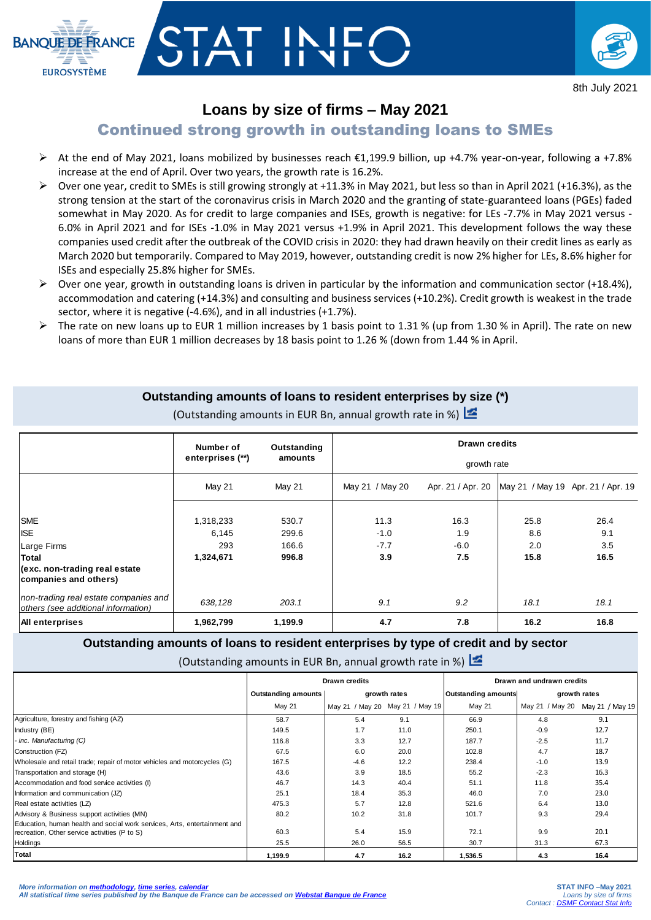8th July 2021

# Loans by size of firms – May 2021

## Continued strong growth in outstanding loans to SMEs

- At the end of May 2021, loans mobilized by businesses reach €1,199.9 billion, up +4.7% year-on-year, following a +7.8% increase at the end of April. Over two years, the growth rate is 16.2%.
- Over one year, credit to SMEs is still growing strongly at +11.3% in May 2021, but less so than in April 2021 (+16.3%), as the strong tension at the start of the coronavirus crisis in March 2020 and the granting of state-guaranteed loans (PGEs) faded somewhat in May 2020. As for credit to large companies and ISEs, growth is negative: for LEs -7.7% in May 2021 versus -6.0% in April 2021 and for ISEs -1.0% in May 2021 versus +1.9% in April 2021. This development follows the way these companies used credit after the outbreak of the COVID crisis in 2020: they had drawn heavily on their credit lines as early as March 2020 but temporarily. Compared to May 2019, however, outstanding credit is now 2% higher for LEs, 8.6% higher for ISEs and especially 25.8% higher for SMEs.
- Over one year, growth in outstanding loans is driven in particular by the information and communication sector (+18.4%), accommodation and catering (+14.3%) and consulting and business services (+10.2%). Credit growth is weakest in the trade sector, where it is negative (-4.6%), and in all industries (+1.7%).
- The rate on new loans up to EUR 1 million increases by 1 basis point to 1.31 % (up from 1.30 % in April). The rate on new loans of more than EUR 1 million decreases by 18 basis point to 1.26 % (down from 1.44 % in April).

### Outstanding amounts of loans to resident enterprises by size (*)

(Outstanding amounts in EUR Bn, annual growth rate in %)

| | Number of enterprises (**) | Outstanding amounts | Drawn credits growth rate | | | |
|---|---|---|---|---|---|---|
| | May 21 | May 21 | May 21 / May 20 | Apr. 21 / Apr. 20 | May 21 / May 19 | Apr. 21 / Apr. 19 |
| SME | 1,318,233 | 530.7 | 11.3 | 16.3 | 25.8 | 26.4 |
| ISE | 6,145 | 299.6 | -1.0 | 1.9 | 8.6 | 9.1 |
| Large Firms | 293 | 166.6 | -7.7 | -6.0 | 2.0 | 3.5 |
| **Total (exc. non-trading real estate companies and others)** | **1,324,671** | **996.8** | **3.9** | **7.5** | **15.8** | **16.5** |
| *non-trading real estate companies and others (see additional information)* | *638,128* | *203.1* | *9.1* | *9.2* | *18.1* | *18.1* |
| **All enterprises** | **1,962,799** | **1,199.9** | **4.7** | **7.8** | **16.2** | **16.8** |

### Outstanding amounts of loans to resident enterprises by type of credit and by sector

(Outstanding amounts in EUR Bn, annual growth rate in %)

| | Drawn credits | | | Drawn and undrawn credits | | |
|---|---|---|---|---|---|---|
| | Outstanding amounts | growth rates | | Outstanding amounts | growth rates | |
| | May 21 | May 21 / May 20 | May 21 / May 19 | May 21 | May 21 / May 20 | May 21 / May 19 |
| Agriculture, forestry and fishing (AZ) | 58.7 | 5.4 | 9.1 | 66.9 | 4.8 | 9.1 |
| Industry (BE) | 149.5 | 1.7 | 11.0 | 250.1 | -0.9 | 12.7 |
| *- inc. Manufacturing (C)* | 116.8 | 3.3 | 12.7 | 187.7 | -2.5 | 11.7 |
| Construction (FZ) | 67.5 | 6.0 | 20.0 | 102.8 | 4.7 | 18.7 |
| Wholesale and retail trade; repair of motor vehicles and motorcycles (G) | 167.5 | -4.6 | 12.2 | 238.4 | -1.0 | 13.9 |
| Transportation and storage (H) | 43.6 | 3.9 | 18.5 | 55.2 | -2.3 | 16.3 |
| Accommodation and food service activities (I) | 46.7 | 14.3 | 40.4 | 51.1 | 11.8 | 35.4 |
| Information and communication (JZ) | 25.1 | 18.4 | 35.3 | 46.0 | 7.0 | 23.0 |
| Real estate activities (LZ) | 475.3 | 5.7 | 12.8 | 521.6 | 6.4 | 13.0 |
| Advisory & Business support activities (MN) | 80.2 | 10.2 | 31.8 | 101.7 | 9.3 | 29.4 |
| Education, human health and social work services, Arts, entertainment and recreation, Other service activities (P to S) | 60.3 | 5.4 | 15.9 | 72.1 | 9.9 | 20.1 |
| Holdings | 25.5 | 26.0 | 56.5 | 30.7 | 31.3 | 67.3 |
| **Total** | **1,199.9** | **4.7** | **16.2** | **1,536.5** | **4.3** | **16.4** |

*More information on methodology, time series, calendar*
*All statistical time series published by the Banque de France can be accessed on Webstat Banque de France*

STAT INFO –May 2021
*Loans by size of firms*
*Contact : DSMF Contact Stat Info*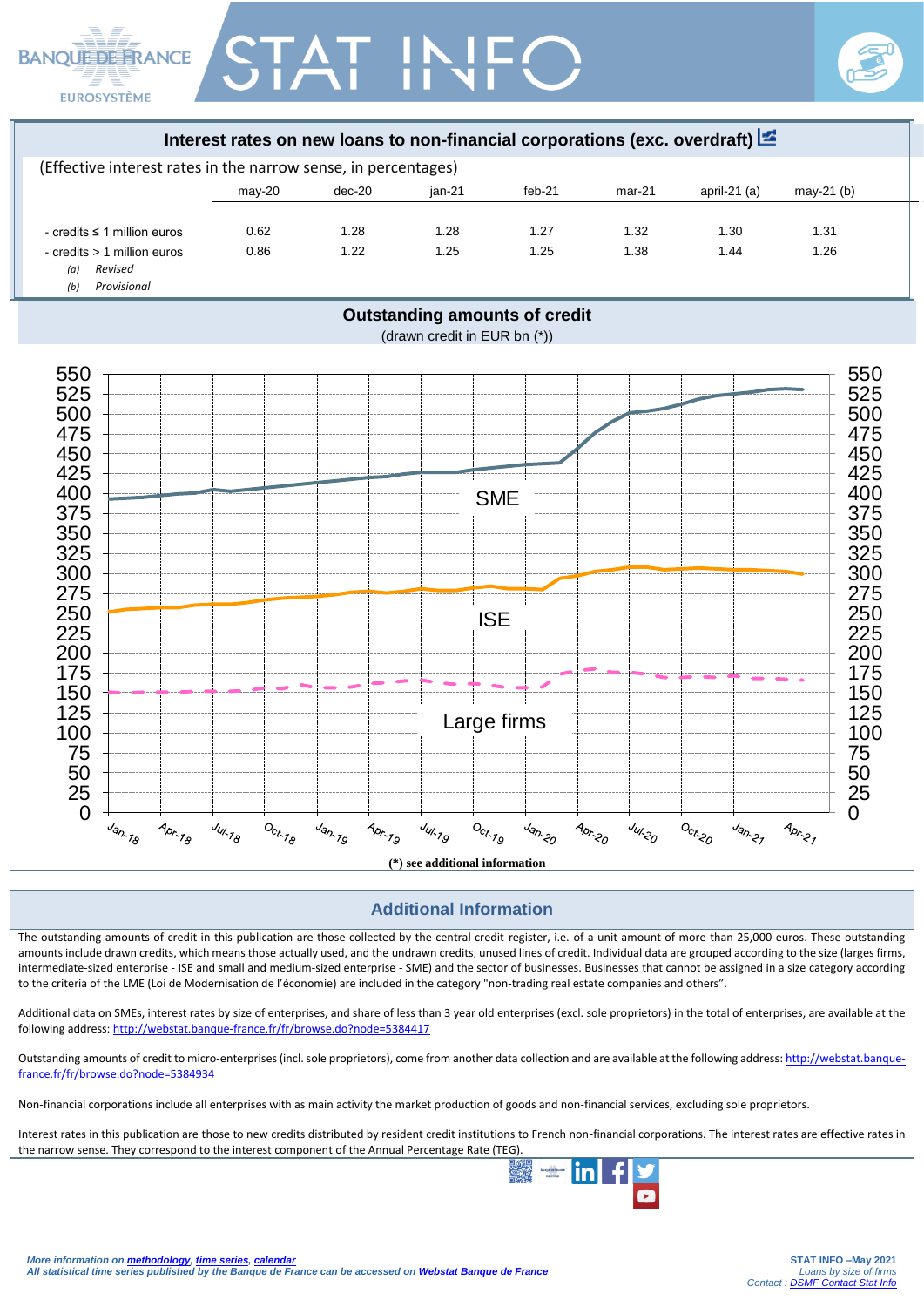## Interest rates on new loans to non-financial corporations (exc. overdraft)

(Effective interest rates in the narrow sense, in percentages)

| | may-20 | dec-20 | jan-21 | feb-21 | mar-21 | april-21 (a) | may-21 (b) |
|---|---|---|---|---|---|---|---|
| - credits ≤ 1 million euros | 0.62 | 1.28 | 1.28 | 1.27 | 1.32 | 1.30 | 1.31 |
| - credits > 1 million euros | 0.86 | 1.22 | 1.25 | 1.25 | 1.38 | 1.44 | 1.26 |

*(a) Revised*

*(b) Provisional*

## Outstanding amounts of credit

(drawn credit in EUR bn (*))

550
525
500
475
450
425
400
375
350
325
300
275
250
225
200
175
150
125
100
75
50
25
0

SME

ISE

Large firms

Jan-18 Apr-18 Jul-18 Oct-18 Jan-19 Apr-19 Jul-19 Oct-19 Jan-20 Apr-20 Jul-20 Oct-20 Jan-21 Apr-21

**(*) see additional information**

## Additional Information

The outstanding amounts of credit in this publication are those collected by the central credit register, i.e. of a unit amount of more than 25,000 euros. These outstanding amounts include drawn credits, which means those actually used, and the undrawn credits, unused lines of credit. Individual data are grouped according to the size (large firms, intermediate-sized enterprise - ISE and small and medium-sized enterprise - SME) and the sector of businesses. Businesses that cannot be assigned in a size category according to the criteria of the LME (Loi de Modernisation de l'économie) are included in the category "non-trading real estate companies and others".

Additional data on SMEs, interest rates by size of enterprises, and share of less than 3 year old enterprises (excl. sole proprietors) in the total of enterprises, are available at the following address: http://webstat.banque-france.fr/fr/browse.do?node=5384417

Outstanding amounts of credit to micro-enterprises (incl. sole proprietors), come from another data collection and are available at the following address: http://webstat.banque-france.fr/fr/browse.do?node=5384934

Non-financial corporations include all enterprises with as main activity the market production of goods and non-financial services, excluding sole proprietors.

Interest rates in this publication are those to new credits distributed by resident credit institutions to French non-financial corporations. The interest rates are effective rates in the narrow sense. They correspond to the interest component of the Annual Percentage Rate (TEG).

*More information on **methodology**, **time series**, **calendar***

*All statistical time series published by the Banque de France can be accessed on **Webstat Banque de France***

**STAT INFO –May 2021**

*Loans by size of firms*

*Contact : DSMF Contact Stat Info*